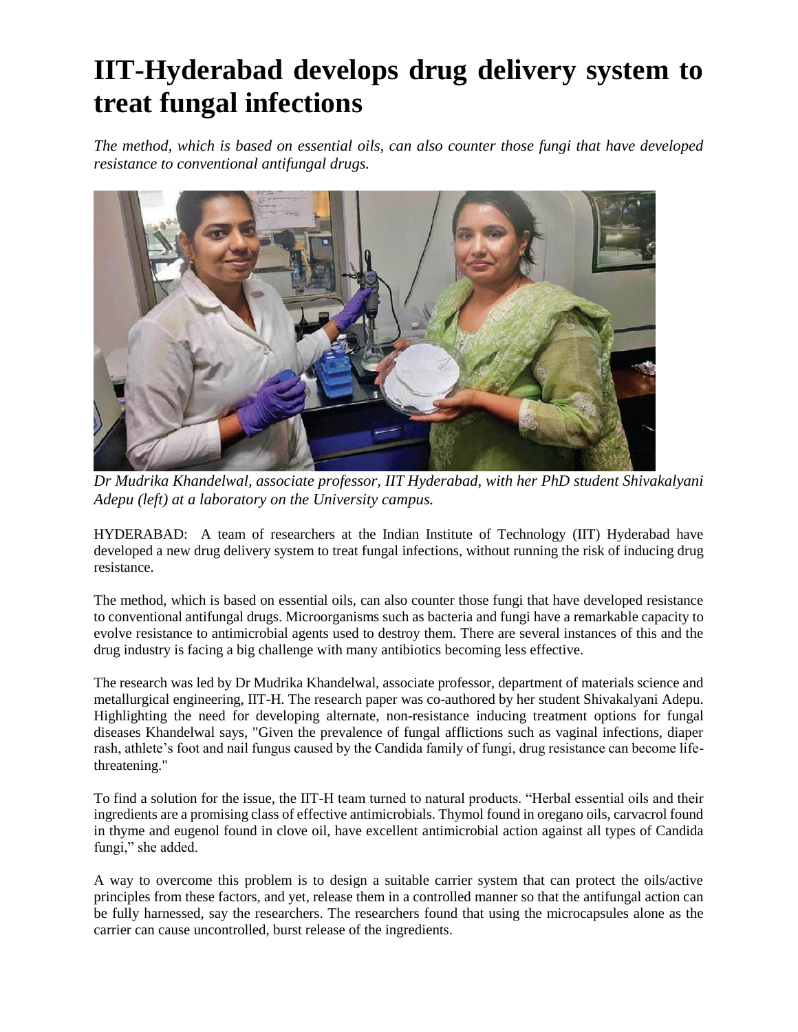# IIT-Hyderabad develops drug delivery system to treat fungal infections

*The method, which is based on essential oils, can also counter those fungi that have developed resistance to conventional antifungal drugs.*

*Dr Mudrika Khandelwal, associate professor, IIT Hyderabad, with her PhD student Shivakalyani Adepu (left) at a laboratory on the University campus.*

HYDERABAD: A team of researchers at the Indian Institute of Technology (IIT) Hyderabad have developed a new drug delivery system to treat fungal infections, without running the risk of inducing drug resistance.

The method, which is based on essential oils, can also counter those fungi that have developed resistance to conventional antifungal drugs. Microorganisms such as bacteria and fungi have a remarkable capacity to evolve resistance to antimicrobial agents used to destroy them. There are several instances of this and the drug industry is facing a big challenge with many antibiotics becoming less effective.

The research was led by Dr Mudrika Khandelwal, associate professor, department of materials science and metallurgical engineering, IIT-H. The research paper was co-authored by her student Shivakalyani Adepu. Highlighting the need for developing alternate, non-resistance inducing treatment options for fungal diseases Khandelwal says, "Given the prevalence of fungal afflictions such as vaginal infections, diaper rash, athlete's foot and nail fungus caused by the Candida family of fungi, drug resistance can become life-threatening."

To find a solution for the issue, the IIT-H team turned to natural products. "Herbal essential oils and their ingredients are a promising class of effective antimicrobials. Thymol found in oregano oils, carvacrol found in thyme and eugenol found in clove oil, have excellent antimicrobial action against all types of Candida fungi," she added.

A way to overcome this problem is to design a suitable carrier system that can protect the oils/active principles from these factors, and yet, release them in a controlled manner so that the antifungal action can be fully harnessed, say the researchers. The researchers found that using the microcapsules alone as the carrier can cause uncontrolled, burst release of the ingredients.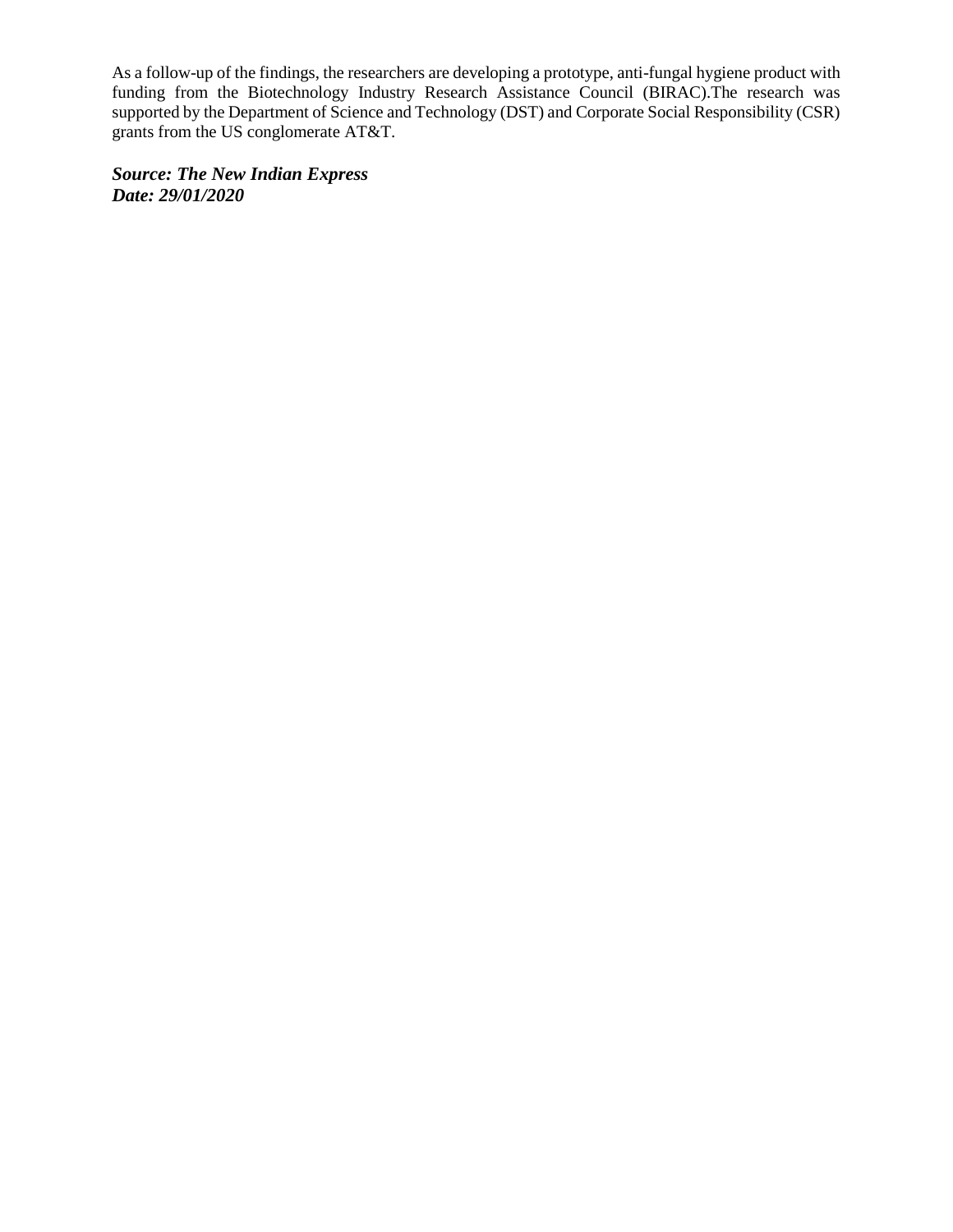As a follow-up of the findings, the researchers are developing a prototype, anti-fungal hygiene product with funding from the Biotechnology Industry Research Assistance Council (BIRAC).The research was supported by the Department of Science and Technology (DST) and Corporate Social Responsibility (CSR) grants from the US conglomerate AT&T.

***Source: The New Indian Express***
***Date: 29/01/2020***